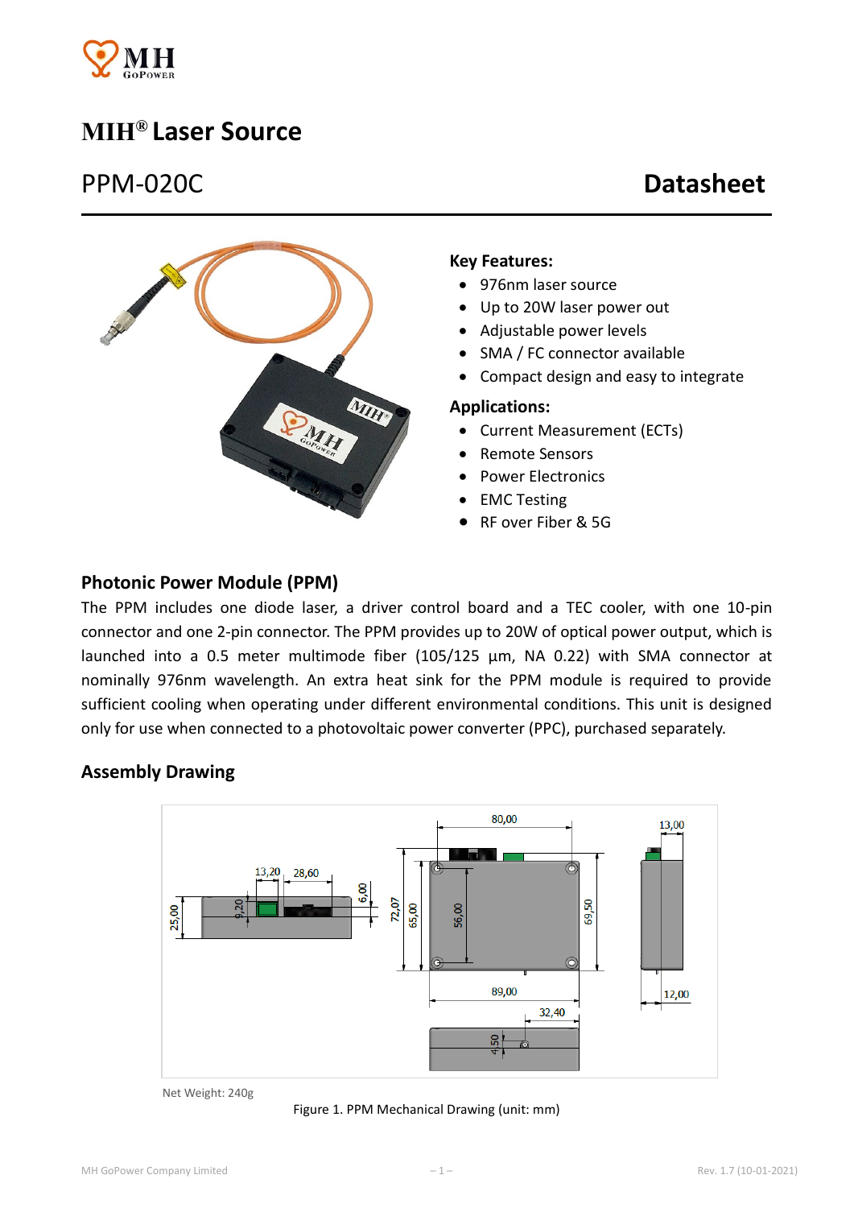# MIH® Laser Source

## PPM-020C — Datasheet

**Key Features:**

- 976nm laser source
- Up to 20W laser power out
- Adjustable power levels
- SMA / FC connector available
- Compact design and easy to integrate

**Applications:**

- Current Measurement (ECTs)
- Remote Sensors
- Power Electronics
- EMC Testing
- RF over Fiber & 5G

## Photonic Power Module (PPM)

The PPM includes one diode laser, a driver control board and a TEC cooler, with one 10-pin connector and one 2-pin connector. The PPM provides up to 20W of optical power output, which is launched into a 0.5 meter multimode fiber (105/125 µm, NA 0.22) with SMA connector at nominally 976nm wavelength. An extra heat sink for the PPM module is required to provide sufficient cooling when operating under different environmental conditions. This unit is designed only for use when connected to a photovoltaic power converter (PPC), purchased separately.

## Assembly Drawing

Net Weight: 240g

Figure 1. PPM Mechanical Drawing (unit: mm)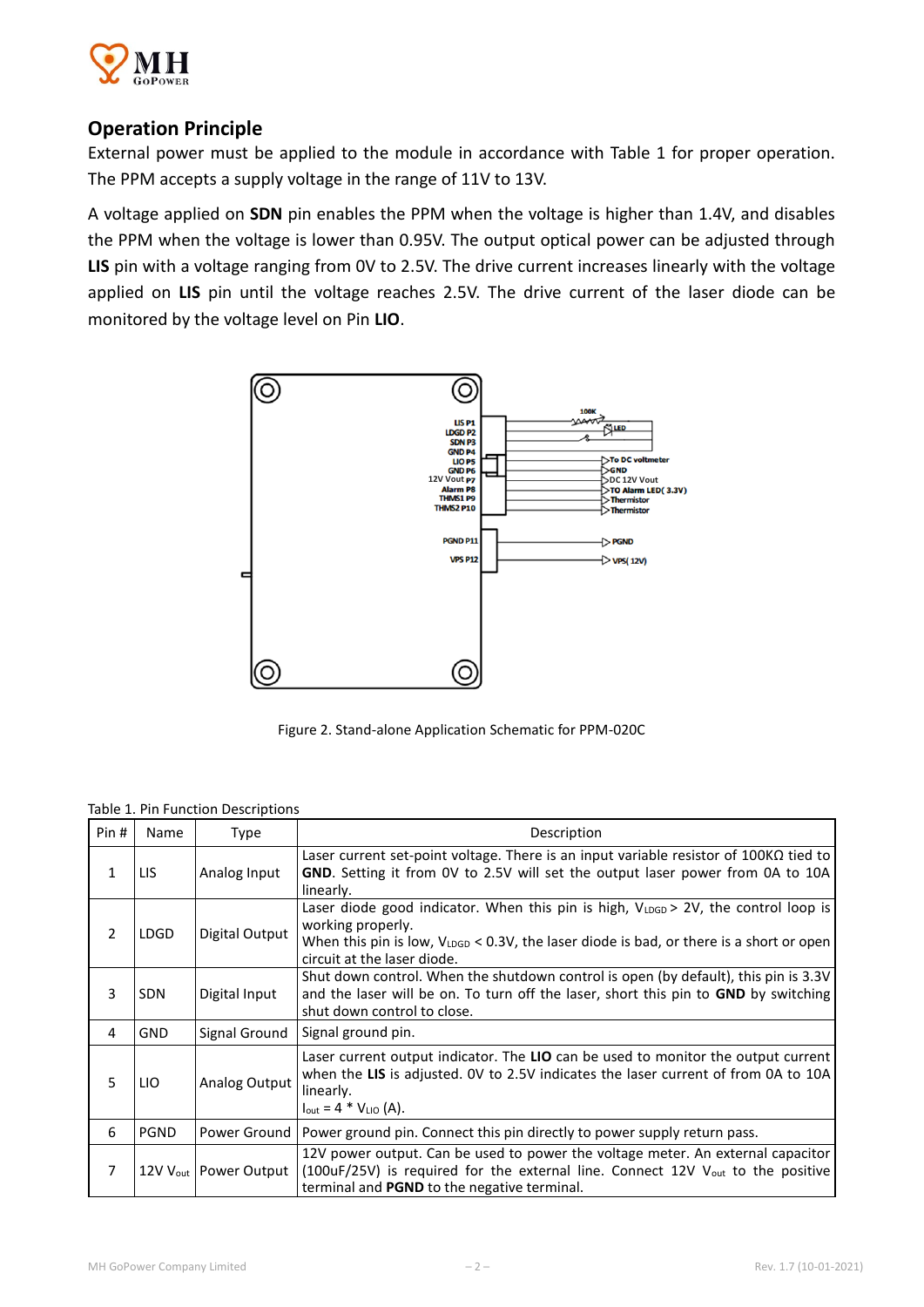## Operation Principle

External power must be applied to the module in accordance with Table 1 for proper operation. The PPM accepts a supply voltage in the range of 11V to 13V.

A voltage applied on **SDN** pin enables the PPM when the voltage is higher than 1.4V, and disables the PPM when the voltage is lower than 0.95V. The output optical power can be adjusted through **LIS** pin with a voltage ranging from 0V to 2.5V. The drive current increases linearly with the voltage applied on **LIS** pin until the voltage reaches 2.5V. The drive current of the laser diode can be monitored by the voltage level on Pin **LIO**.

Figure 2. Stand-alone Application Schematic for PPM-020C

Table 1. Pin Function Descriptions

| Pin # | Name | Type | Description |
|---|---|---|---|
| 1 | LIS | Analog Input | Laser current set-point voltage. There is an input variable resistor of 100KΩ tied to **GND**. Setting it from 0V to 2.5V will set the output laser power from 0A to 10A linearly. |
| 2 | LDGD | Digital Output | Laser diode good indicator. When this pin is high, $V_{LDGD}$ > 2V, the control loop is working properly. When this pin is low, $V_{LDGD}$ < 0.3V, the laser diode is bad, or there is a short or open circuit at the laser diode. |
| 3 | SDN | Digital Input | Shut down control. When the shutdown control is open (by default), this pin is 3.3V and the laser will be on. To turn off the laser, short this pin to **GND** by switching shut down control to close. |
| 4 | GND | Signal Ground | Signal ground pin. |
| 5 | LIO | Analog Output | Laser current output indicator. The **LIO** can be used to monitor the output current when the **LIS** is adjusted. 0V to 2.5V indicates the laser current of from 0A to 10A linearly. $I_{out} = 4 * V_{LIO}$ (A). |
| 6 | PGND | Power Ground | Power ground pin. Connect this pin directly to power supply return pass. |
| 7 | 12V $V_{out}$ | Power Output | 12V power output. Can be used to power the voltage meter. An external capacitor (100uF/25V) is required for the external line. Connect 12V $V_{out}$ to the positive terminal and **PGND** to the negative terminal. |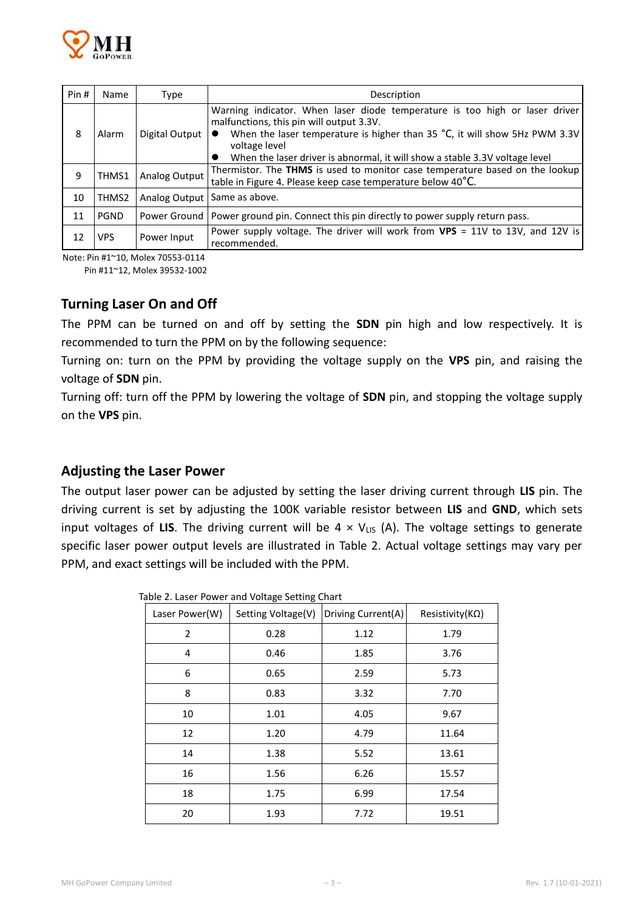| Pin # | Name | Type | Description |
|---|---|---|---|
| 8 | Alarm | Digital Output | Warning indicator. When laser diode temperature is too high or laser driver malfunctions, this pin will output 3.3V.<br>● When the laser temperature is higher than 35 °C, it will show 5Hz PWM 3.3V voltage level<br>● When the laser driver is abnormal, it will show a stable 3.3V voltage level |
| 9 | THMS1 | Analog Output | Thermistor. The **THMS** is used to monitor case temperature based on the lookup table in Figure 4. Please keep case temperature below 40°C. |
| 10 | THMS2 | Analog Output | Same as above. |
| 11 | PGND | Power Ground | Power ground pin. Connect this pin directly to power supply return pass. |
| 12 | VPS | Power Input | Power supply voltage. The driver will work from **VPS** = 11V to 13V, and 12V is recommended. |

Note: Pin #1~10, Molex 70553-0114
Pin #11~12, Molex 39532-1002

## Turning Laser On and Off

The PPM can be turned on and off by setting the **SDN** pin high and low respectively. It is recommended to turn the PPM on by the following sequence:

Turning on: turn on the PPM by providing the voltage supply on the **VPS** pin, and raising the voltage of **SDN** pin.

Turning off: turn off the PPM by lowering the voltage of **SDN** pin, and stopping the voltage supply on the **VPS** pin.

## Adjusting the Laser Power

The output laser power can be adjusted by setting the laser driving current through **LIS** pin. The driving current is set by adjusting the 100K variable resistor between **LIS** and **GND**, which sets input voltages of **LIS**. The driving current will be $4 \times V_{LIS}$ (A). The voltage settings to generate specific laser power output levels are illustrated in Table 2. Actual voltage settings may vary per PPM, and exact settings will be included with the PPM.

Table 2. Laser Power and Voltage Setting Chart

| Laser Power(W) | Setting Voltage(V) | Driving Current(A) | Resistivity(KΩ) |
|---|---|---|---|
| 2 | 0.28 | 1.12 | 1.79 |
| 4 | 0.46 | 1.85 | 3.76 |
| 6 | 0.65 | 2.59 | 5.73 |
| 8 | 0.83 | 3.32 | 7.70 |
| 10 | 1.01 | 4.05 | 9.67 |
| 12 | 1.20 | 4.79 | 11.64 |
| 14 | 1.38 | 5.52 | 13.61 |
| 16 | 1.56 | 6.26 | 15.57 |
| 18 | 1.75 | 6.99 | 17.54 |
| 20 | 1.93 | 7.72 | 19.51 |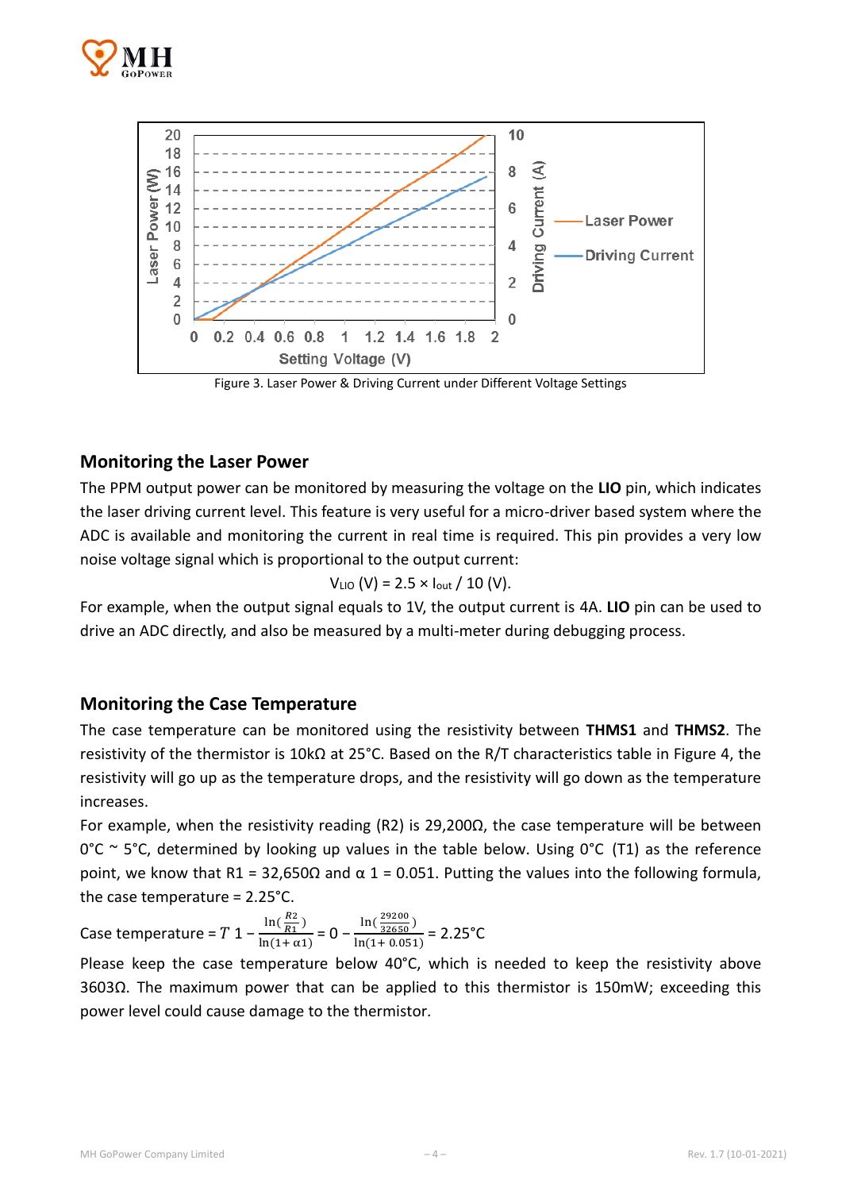Figure 3. Laser Power & Driving Current under Different Voltage Settings

## Monitoring the Laser Power

The PPM output power can be monitored by measuring the voltage on the **LIO** pin, which indicates the laser driving current level. This feature is very useful for a micro-driver based system where the ADC is available and monitoring the current in real time is required. This pin provides a very low noise voltage signal which is proportional to the output current:

$$V_{LIO}\ (V) = 2.5 \times I_{out} / 10\ (V).$$

For example, when the output signal equals to 1V, the output current is 4A. **LIO** pin can be used to drive an ADC directly, and also be measured by a multi-meter during debugging process.

## Monitoring the Case Temperature

The case temperature can be monitored using the resistivity between **THMS1** and **THMS2**. The resistivity of the thermistor is 10kΩ at 25°C. Based on the R/T characteristics table in Figure 4, the resistivity will go up as the temperature drops, and the resistivity will go down as the temperature increases.

For example, when the resistivity reading (R2) is 29,200Ω, the case temperature will be between 0°C ~ 5°C, determined by looking up values in the table below. Using 0°C (T1) as the reference point, we know that R1 = 32,650Ω and α 1 = 0.051. Putting the values into the following formula, the case temperature = 2.25°C.

Case temperature = $T\ 1 - \frac{\ln(\frac{R2}{R1})}{\ln(1+\alpha 1)} = 0 - \frac{\ln(\frac{29200}{32650})}{\ln(1+0.051)} = 2.25°C$

Please keep the case temperature below 40°C, which is needed to keep the resistivity above 3603Ω. The maximum power that can be applied to this thermistor is 150mW; exceeding this power level could cause damage to the thermistor.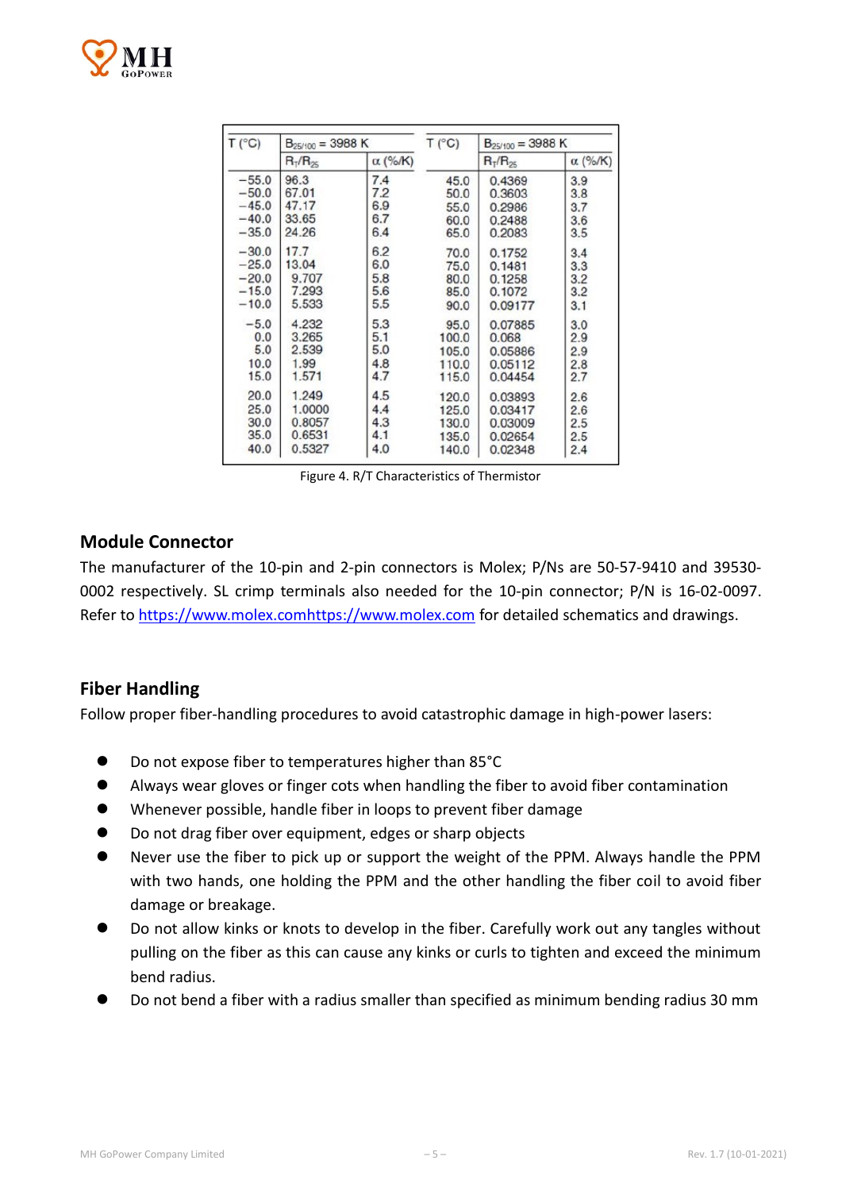| T (°C) | $B_{25/100}$ = 3988 K | | T (°C) | $B_{25/100}$ = 3988 K | |
|---|---|---|---|---|---|
| | $R_T/R_{25}$ | α (%/K) | | $R_T/R_{25}$ | α (%/K) |
| −55.0 | 96.3 | 7.4 | 45.0 | 0.4369 | 3.9 |
| −50.0 | 67.01 | 7.2 | 50.0 | 0.3603 | 3.8 |
| −45.0 | 47.17 | 6.9 | 55.0 | 0.2986 | 3.7 |
| −40.0 | 33.65 | 6.7 | 60.0 | 0.2488 | 3.6 |
| −35.0 | 24.26 | 6.4 | 65.0 | 0.2083 | 3.5 |
| −30.0 | 17.7 | 6.2 | 70.0 | 0.1752 | 3.4 |
| −25.0 | 13.04 | 6.0 | 75.0 | 0.1481 | 3.3 |
| −20.0 | 9.707 | 5.8 | 80.0 | 0.1258 | 3.2 |
| −15.0 | 7.293 | 5.6 | 85.0 | 0.1072 | 3.2 |
| −10.0 | 5.533 | 5.5 | 90.0 | 0.09177 | 3.1 |
| −5.0 | 4.232 | 5.3 | 95.0 | 0.07885 | 3.0 |
| 0.0 | 3.265 | 5.1 | 100.0 | 0.068 | 2.9 |
| 5.0 | 2.539 | 5.0 | 105.0 | 0.05886 | 2.9 |
| 10.0 | 1.99 | 4.8 | 110.0 | 0.05112 | 2.8 |
| 15.0 | 1.571 | 4.7 | 115.0 | 0.04454 | 2.7 |
| 20.0 | 1.249 | 4.5 | 120.0 | 0.03893 | 2.6 |
| 25.0 | 1.0000 | 4.4 | 125.0 | 0.03417 | 2.6 |
| 30.0 | 0.8057 | 4.3 | 130.0 | 0.03009 | 2.5 |
| 35.0 | 0.6531 | 4.1 | 135.0 | 0.02654 | 2.5 |
| 40.0 | 0.5327 | 4.0 | 140.0 | 0.02348 | 2.4 |

Figure 4. R/T Characteristics of Thermistor

## Module Connector

The manufacturer of the 10-pin and 2-pin connectors is Molex; P/Ns are 50-57-9410 and 39530-0002 respectively. SL crimp terminals also needed for the 10-pin connector; P/N is 16-02-0097. Refer to https://www.molex.comhttps://www.molex.com for detailed schematics and drawings.

## Fiber Handling

Follow proper fiber-handling procedures to avoid catastrophic damage in high-power lasers:

- Do not expose fiber to temperatures higher than 85°C
- Always wear gloves or finger cots when handling the fiber to avoid fiber contamination
- Whenever possible, handle fiber in loops to prevent fiber damage
- Do not drag fiber over equipment, edges or sharp objects
- Never use the fiber to pick up or support the weight of the PPM. Always handle the PPM with two hands, one holding the PPM and the other handling the fiber coil to avoid fiber damage or breakage.
- Do not allow kinks or knots to develop in the fiber. Carefully work out any tangles without pulling on the fiber as this can cause any kinks or curls to tighten and exceed the minimum bend radius.
- Do not bend a fiber with a radius smaller than specified as minimum bending radius 30 mm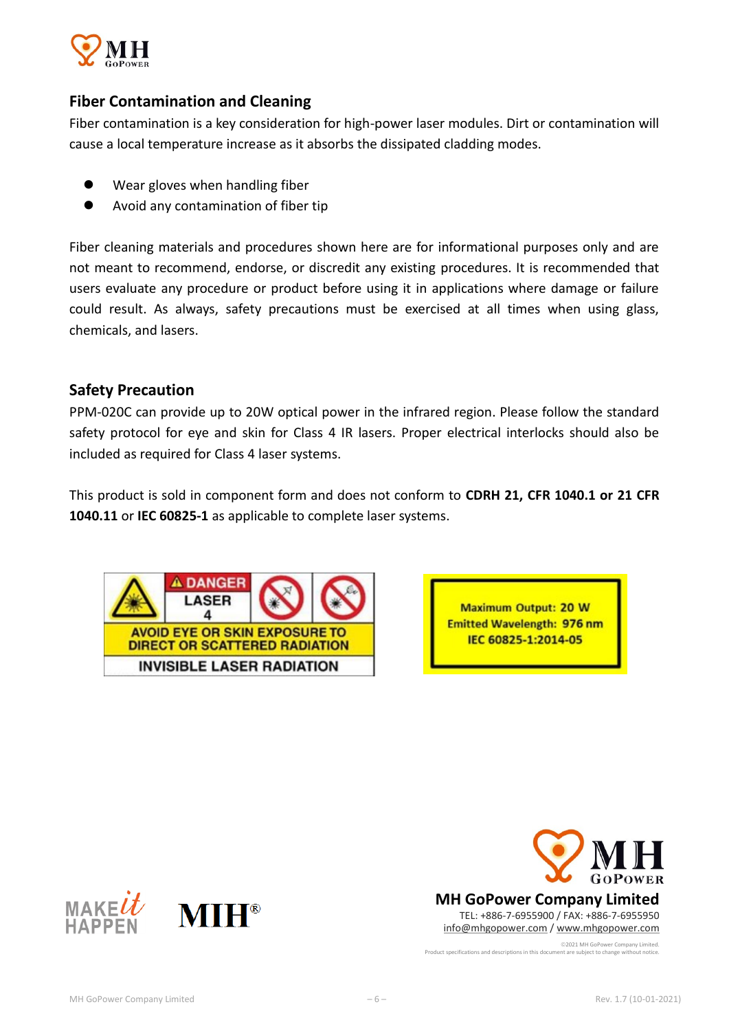## Fiber Contamination and Cleaning

Fiber contamination is a key consideration for high-power laser modules. Dirt or contamination will cause a local temperature increase as it absorbs the dissipated cladding modes.

- Wear gloves when handling fiber
- Avoid any contamination of fiber tip

Fiber cleaning materials and procedures shown here are for informational purposes only and are not meant to recommend, endorse, or discredit any existing procedures. It is recommended that users evaluate any procedure or product before using it in applications where damage or failure could result. As always, safety precautions must be exercised at all times when using glass, chemicals, and lasers.

## Safety Precaution

PPM-020C can provide up to 20W optical power in the infrared region. Please follow the standard safety protocol for eye and skin for Class 4 IR lasers. Proper electrical interlocks should also be included as required for Class 4 laser systems.

This product is sold in component form and does not conform to **CDRH 21, CFR 1040.1 or 21 CFR 1040.11** or **IEC 60825-1** as applicable to complete laser systems.

DANGER
LASER
4
AVOID EYE OR SKIN EXPOSURE TO DIRECT OR SCATTERED RADIATION
INVISIBLE LASER RADIATION

Maximum Output: 20 W
Emitted Wavelength: 976 nm
IEC 60825-1:2014-05

MAKE it HAPPEN

MIH®

**MH GoPower Company Limited**
TEL: +886-7-6955900 / FAX: +886-7-6955950
info@mhgopower.com / www.mhgopower.com

©2021 MH GoPower Company Limited.
Product specifications and descriptions in this document are subject to change without notice.